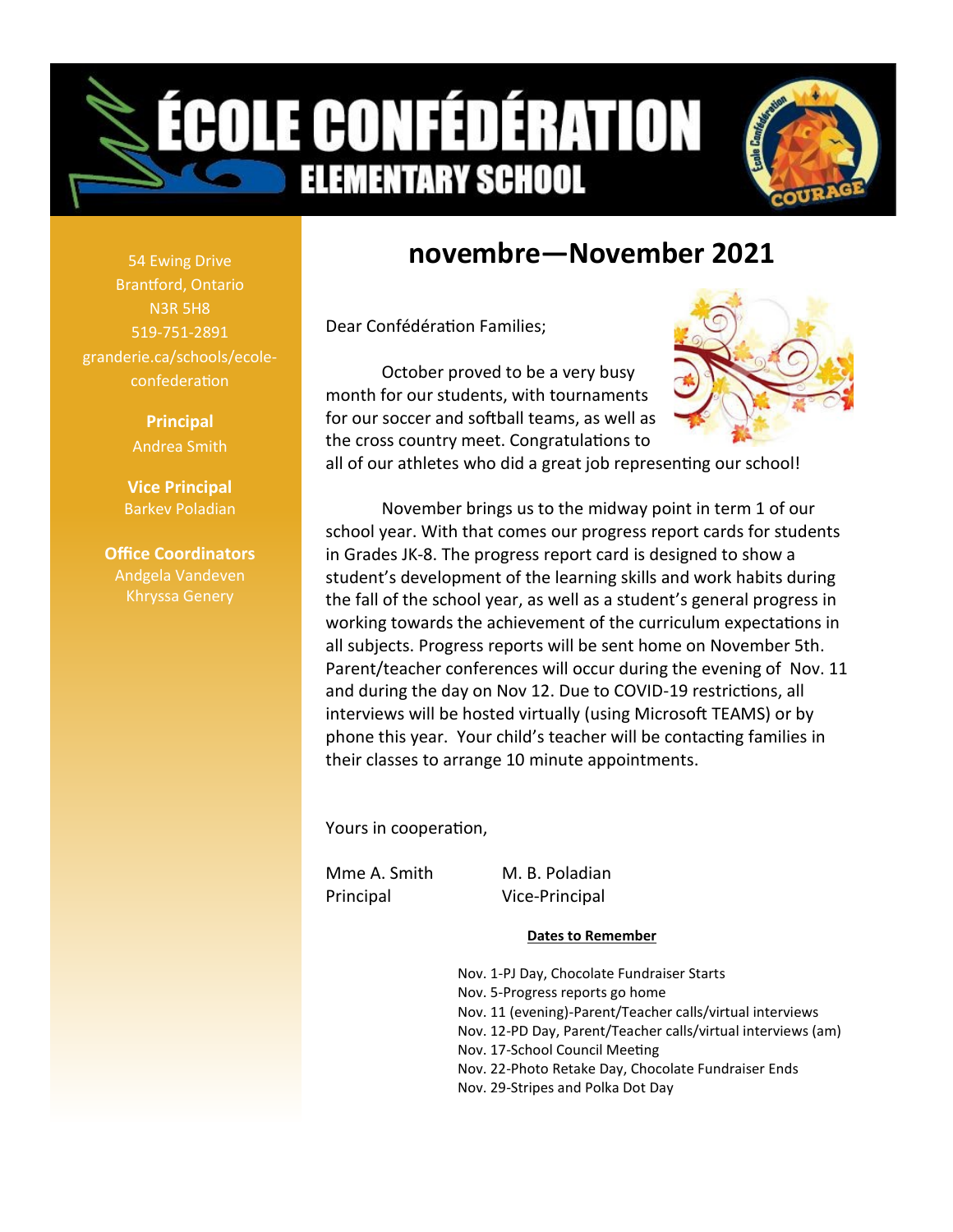# ÉCOLE CONFÉDÉRATION ELEMENTARY SCHOOL

54 Ewing Drive
Brantford, Ontario
N3R 5H8
519-751-2891
granderie.ca/schools/ecole-confederation

**Principal**
Andrea Smith

**Vice Principal**
Barkev Poladian

**Office Coordinators**
Andgela Vandeven
Khryssa Genery

## novembre—November 2021

Dear Confédération Families;

October proved to be a very busy month for our students, with tournaments for our soccer and softball teams, as well as the cross country meet. Congratulations to all of our athletes who did a great job representing our school!

November brings us to the midway point in term 1 of our school year. With that comes our progress report cards for students in Grades JK-8. The progress report card is designed to show a student's development of the learning skills and work habits during the fall of the school year, as well as a student's general progress in working towards the achievement of the curriculum expectations in all subjects. Progress reports will be sent home on November 5th. Parent/teacher conferences will occur during the evening of Nov. 11 and during the day on Nov 12. Due to COVID-19 restrictions, all interviews will be hosted virtually (using Microsoft TEAMS) or by phone this year. Your child's teacher will be contacting families in their classes to arrange 10 minute appointments.

Yours in cooperation,

Mme A. Smith
Principal

M. B. Poladian
Vice-Principal

**Dates to Remember**

Nov. 1-PJ Day, Chocolate Fundraiser Starts
Nov. 5-Progress reports go home
Nov. 11 (evening)-Parent/Teacher calls/virtual interviews
Nov. 12-PD Day, Parent/Teacher calls/virtual interviews (am)
Nov. 17-School Council Meeting
Nov. 22-Photo Retake Day, Chocolate Fundraiser Ends
Nov. 29-Stripes and Polka Dot Day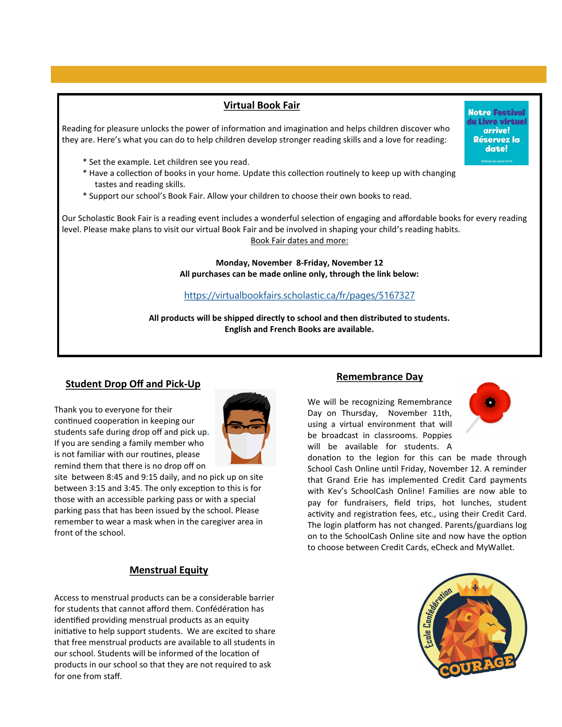## Virtual Book Fair

Reading for pleasure unlocks the power of information and imagination and helps children discover who they are. Here's what you can do to help children develop stronger reading skills and a love for reading:

Notre Festival du Livre virtuel arrive! Réservez la date!

* Set the example. Let children see you read.
* Have a collection of books in your home. Update this collection routinely to keep up with changing tastes and reading skills.
* Support our school's Book Fair. Allow your children to choose their own books to read.

Our Scholastic Book Fair is a reading event includes a wonderful selection of engaging and affordable books for every reading level. Please make plans to visit our virtual Book Fair and be involved in shaping your child's reading habits.

Book Fair dates and more:

**Monday, November 8-Friday, November 12**
**All purchases can be made online only, through the link below:**

https://virtualbookfairs.scholastic.ca/fr/pages/5167327

**All products will be shipped directly to school and then distributed to students.**
**English and French Books are available.**

## Student Drop Off and Pick-Up

Thank you to everyone for their continued cooperation in keeping our students safe during drop off and pick up. If you are sending a family member who is not familiar with our routines, please remind them that there is no drop off on site between 8:45 and 9:15 daily, and no pick up on site between 3:15 and 3:45. The only exception to this is for those with an accessible parking pass or with a special parking pass that has been issued by the school. Please remember to wear a mask when in the caregiver area in front of the school.

## Menstrual Equity

Access to menstrual products can be a considerable barrier for students that cannot afford them. Confédération has identified providing menstrual products as an equity initiative to help support students. We are excited to share that free menstrual products are available to all students in our school. Students will be informed of the location of products in our school so that they are not required to ask for one from staff.

## Remembrance Day

We will be recognizing Remembrance Day on Thursday, November 11th, using a virtual environment that will be broadcast in classrooms. Poppies will be available for students. A donation to the legion for this can be made through School Cash Online until Friday, November 12. A reminder that Grand Erie has implemented Credit Card payments with Kev's SchoolCash Online! Families are now able to pay for fundraisers, field trips, hot lunches, student activity and registration fees, etc., using their Credit Card. The login platform has not changed. Parents/guardians log on to the SchoolCash Online site and now have the option to choose between Credit Cards, eCheck and MyWallet.

École Confédération COURAGE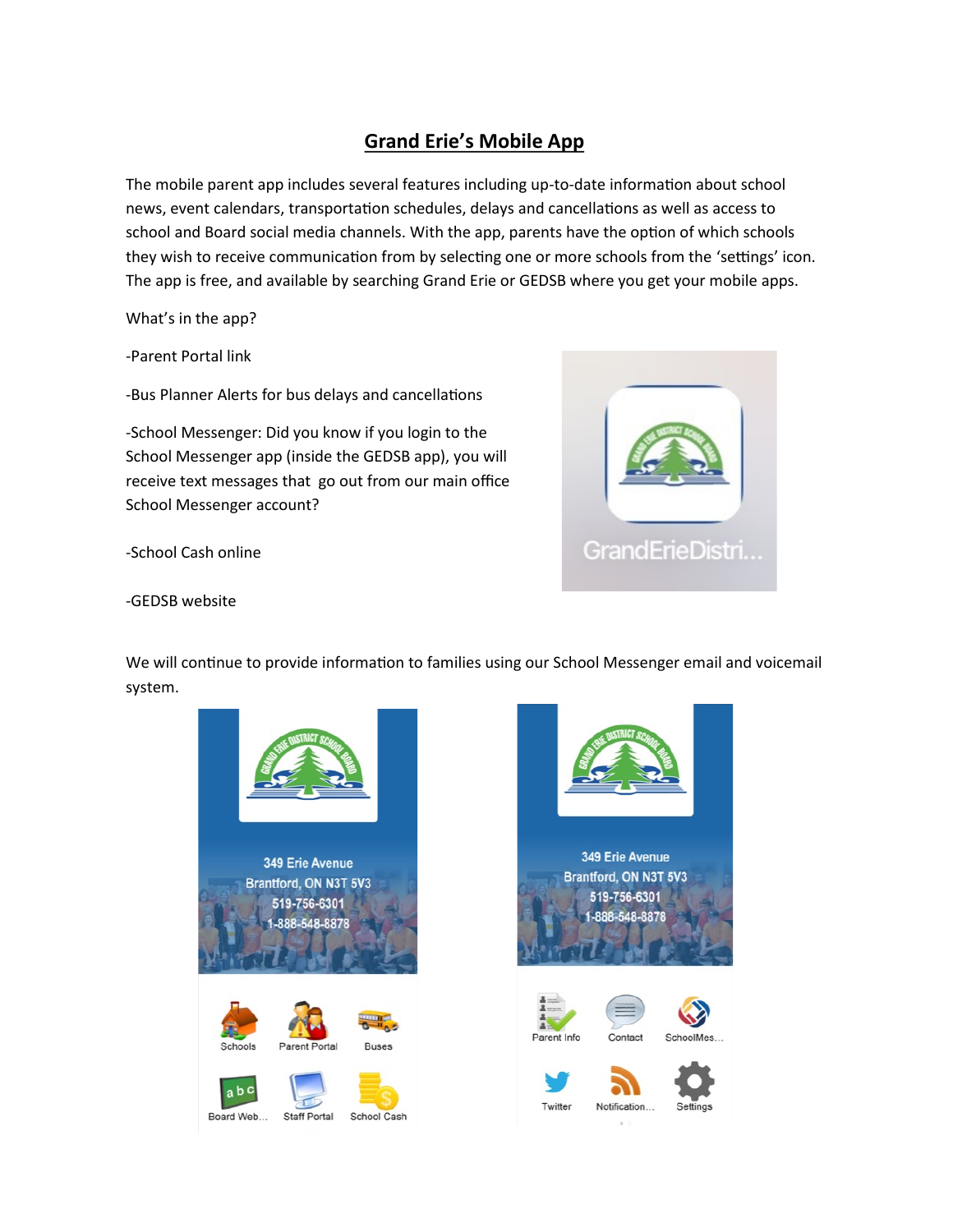# Grand Erie's Mobile App

The mobile parent app includes several features including up-to-date information about school news, event calendars, transportation schedules, delays and cancellations as well as access to school and Board social media channels. With the app, parents have the option of which schools they wish to receive communication from by selecting one or more schools from the 'settings' icon. The app is free, and available by searching Grand Erie or GEDSB where you get your mobile apps.

What's in the app?

-Parent Portal link

-Bus Planner Alerts for bus delays and cancellations

-School Messenger: Did you know if you login to the School Messenger app (inside the GEDSB app), you will receive text messages that go out from our main office School Messenger account?

-School Cash online

-GEDSB website

We will continue to provide information to families using our School Messenger email and voicemail system.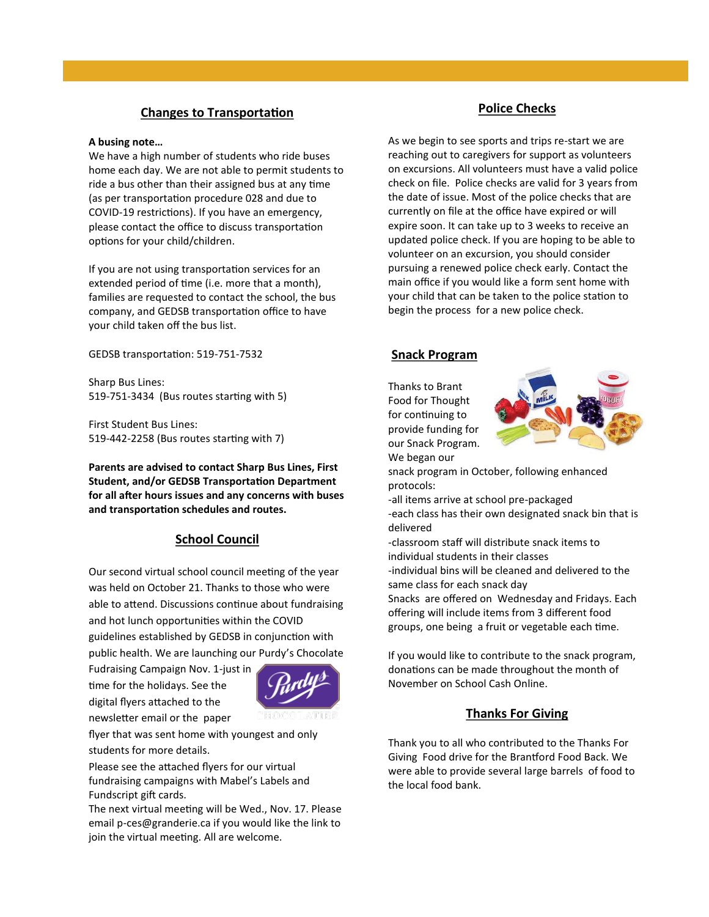## Changes to Transportation

**A busing note…**

We have a high number of students who ride buses home each day. We are not able to permit students to ride a bus other than their assigned bus at any time (as per transportation procedure 028 and due to COVID-19 restrictions). If you have an emergency, please contact the office to discuss transportation options for your child/children.

If you are not using transportation services for an extended period of time (i.e. more that a month), families are requested to contact the school, the bus company, and GEDSB transportation office to have your child taken off the bus list.

GEDSB transportation: 519-751-7532

Sharp Bus Lines:
519-751-3434 (Bus routes starting with 5)

First Student Bus Lines:
519-442-2258 (Bus routes starting with 7)

**Parents are advised to contact Sharp Bus Lines, First Student, and/or GEDSB Transportation Department for all after hours issues and any concerns with buses and transportation schedules and routes.**

## School Council

Our second virtual school council meeting of the year was held on October 21. Thanks to those who were able to attend. Discussions continue about fundraising and hot lunch opportunities within the COVID guidelines established by GEDSB in conjunction with public health. We are launching our Purdy's Chocolate Fudraising Campaign Nov. 1-just in time for the holidays. See the digital flyers attached to the newsletter email or the paper flyer that was sent home with youngest and only students for more details.

Please see the attached flyers for our virtual fundraising campaigns with Mabel's Labels and Fundscript gift cards.

The next virtual meeting will be Wed., Nov. 17. Please email p-ces@granderie.ca if you would like the link to join the virtual meeting. All are welcome.

## Police Checks

As we begin to see sports and trips re-start we are reaching out to caregivers for support as volunteers on excursions. All volunteers must have a valid police check on file. Police checks are valid for 3 years from the date of issue. Most of the police checks that are currently on file at the office have expired or will expire soon. It can take up to 3 weeks to receive an updated police check. If you are hoping to be able to volunteer on an excursion, you should consider pursuing a renewed police check early. Contact the main office if you would like a form sent home with your child that can be taken to the police station to begin the process for a new police check.

## Snack Program

Thanks to Brant Food for Thought for continuing to provide funding for our Snack Program. We began our snack program in October, following enhanced protocols:

-all items arrive at school pre-packaged
-each class has their own designated snack bin that is delivered
-classroom staff will distribute snack items to individual students in their classes
-individual bins will be cleaned and delivered to the same class for each snack day

Snacks are offered on Wednesday and Fridays. Each offering will include items from 3 different food groups, one being a fruit or vegetable each time.

If you would like to contribute to the snack program, donations can be made throughout the month of November on School Cash Online.

## Thanks For Giving

Thank you to all who contributed to the Thanks For Giving Food drive for the Brantford Food Back. We were able to provide several large barrels of food to the local food bank.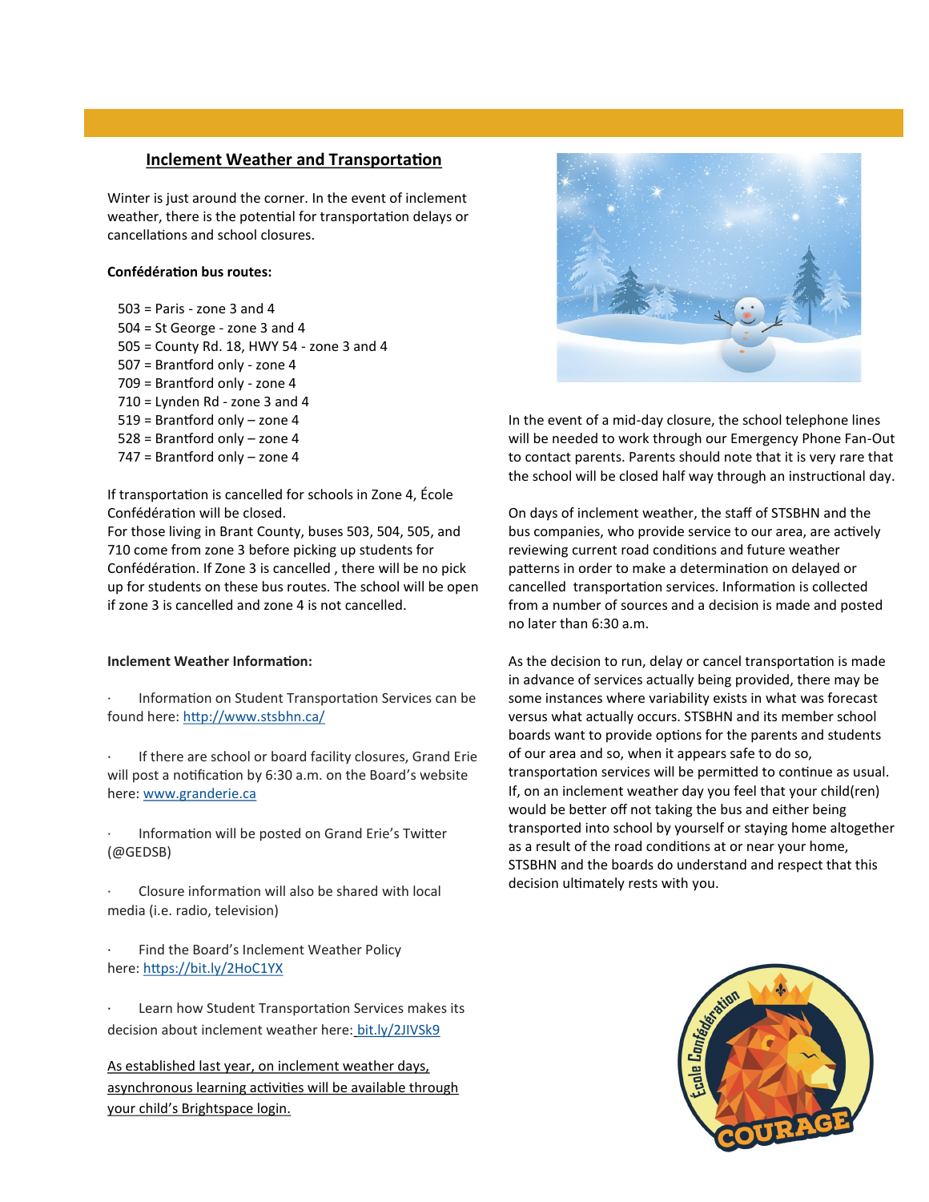## Inclement Weather and Transportation

Winter is just around the corner. In the event of inclement weather, there is the potential for transportation delays or cancellations and school closures.

**Confédération bus routes:**

503 = Paris - zone 3 and 4
504 = St George - zone 3 and 4
505 = County Rd. 18, HWY 54 - zone 3 and 4
507 = Brantford only - zone 4
709 = Brantford only - zone 4
710 = Lynden Rd - zone 3 and 4
519 = Brantford only – zone 4
528 = Brantford only – zone 4
747 = Brantford only – zone 4

If transportation is cancelled for schools in Zone 4, École Confédération will be closed.
For those living in Brant County, buses 503, 504, 505, and 710 come from zone 3 before picking up students for Confédération. If Zone 3 is cancelled , there will be no pick up for students on these bus routes. The school will be open if zone 3 is cancelled and zone 4 is not cancelled.

**Inclement Weather Information:**

- Information on Student Transportation Services can be found here: http://www.stsbhn.ca/
- If there are school or board facility closures, Grand Erie will post a notification by 6:30 a.m. on the Board's website here: www.granderie.ca
- Information will be posted on Grand Erie's Twitter (@GEDSB)
- Closure information will also be shared with local media (i.e. radio, television)
- Find the Board's Inclement Weather Policy here: https://bit.ly/2HoC1YX
- Learn how Student Transportation Services makes its decision about inclement weather here: bit.ly/2JIVSk9

As established last year, on inclement weather days, asynchronous learning activities will be available through your child's Brightspace login.

In the event of a mid-day closure, the school telephone lines will be needed to work through our Emergency Phone Fan-Out to contact parents. Parents should note that it is very rare that the school will be closed half way through an instructional day.

On days of inclement weather, the staff of STSBHN and the bus companies, who provide service to our area, are actively reviewing current road conditions and future weather patterns in order to make a determination on delayed or cancelled transportation services. Information is collected from a number of sources and a decision is made and posted no later than 6:30 a.m.

As the decision to run, delay or cancel transportation is made in advance of services actually being provided, there may be some instances where variability exists in what was forecast versus what actually occurs. STSBHN and its member school boards want to provide options for the parents and students of our area and so, when it appears safe to do so, transportation services will be permitted to continue as usual. If, on an inclement weather day you feel that your child(ren) would be better off not taking the bus and either being transported into school by yourself or staying home altogether as a result of the road conditions at or near your home, STSBHN and the boards do understand and respect that this decision ultimately rests with you.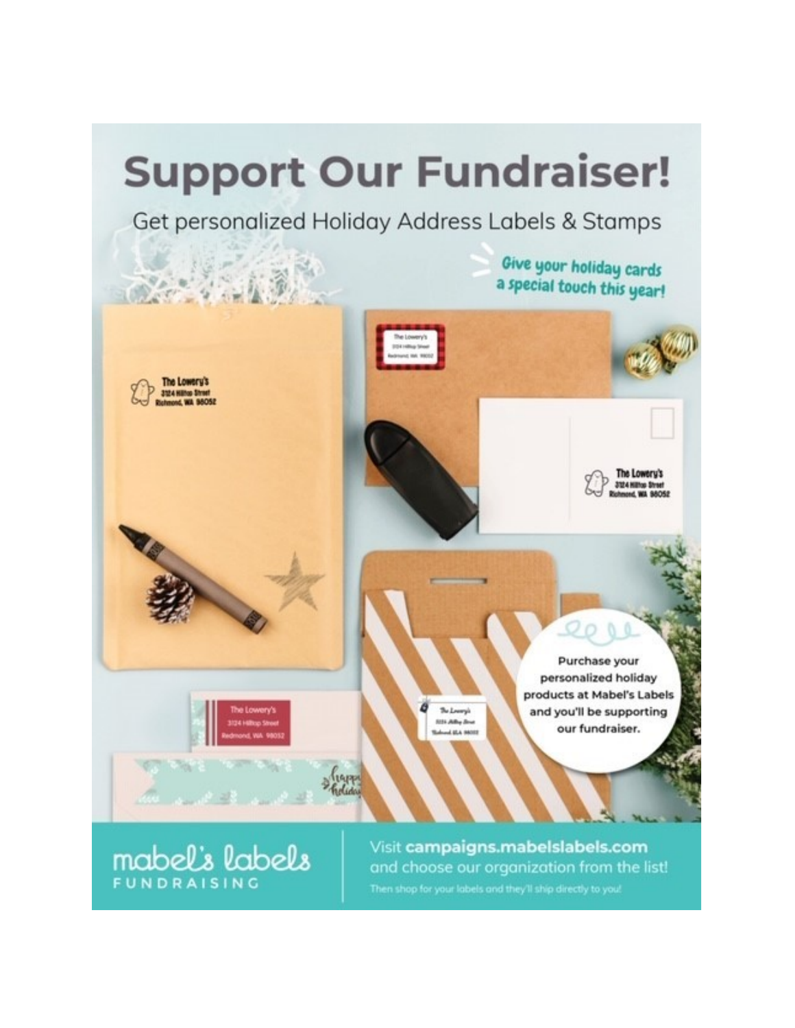# Support Our Fundraiser!

Get personalized Holiday Address Labels & Stamps

*Give your holiday cards a special touch this year!*

Purchase your personalized holiday products at Mabel's Labels and you'll be supporting our fundraiser.

mabel's labels FUNDRAISING

Visit **campaigns.mabelslabels.com** and choose our organization from the list!

Then shop for your labels and they'll ship directly to you!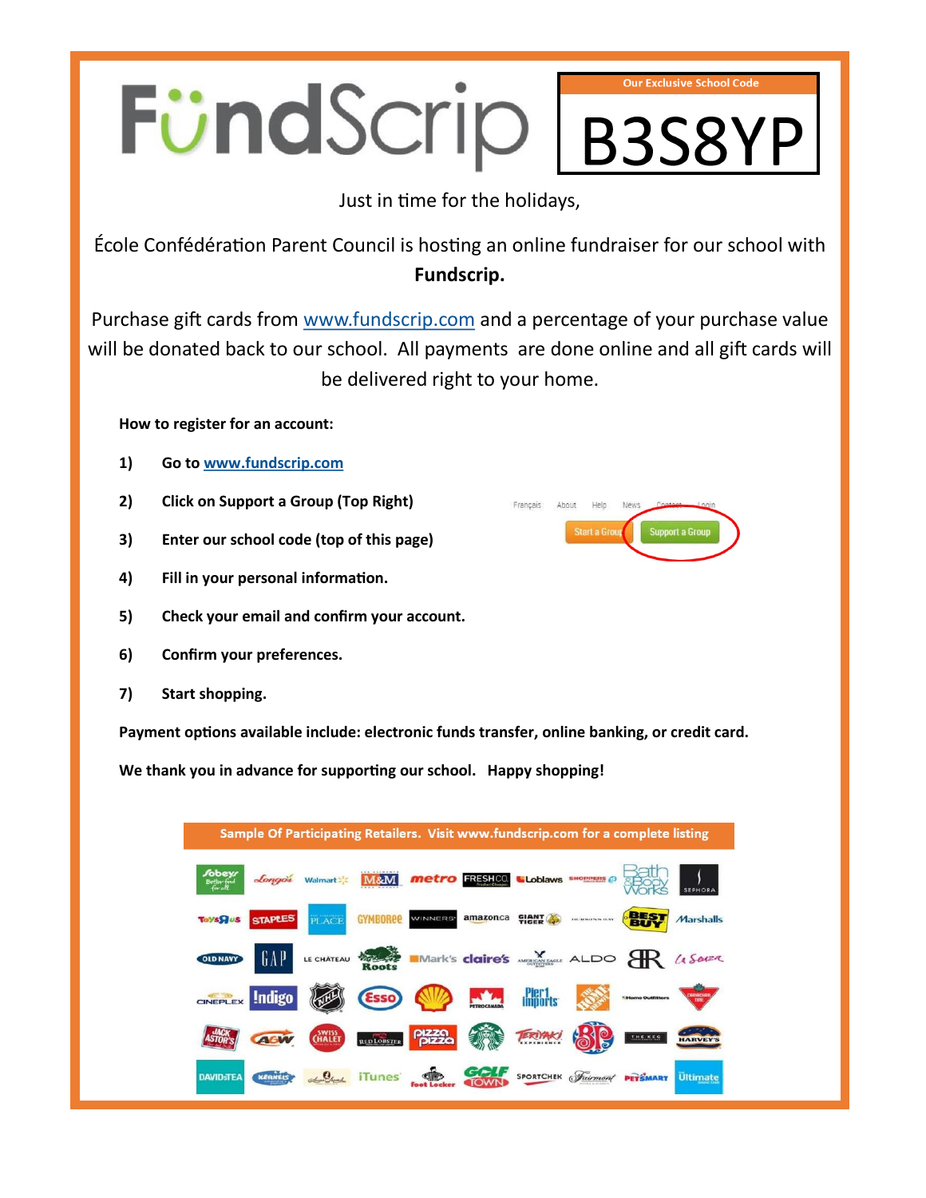# FündScrip

**Our Exclusive School Code**

**B3S8YP**

Just in time for the holidays,

École Confédération Parent Council is hosting an online fundraiser for our school with **Fundscrip.**

Purchase gift cards from www.fundscrip.com and a percentage of your purchase value will be donated back to our school. All payments are done online and all gift cards will be delivered right to your home.

**How to register for an account:**

1) **Go to www.fundscrip.com**
2) **Click on Support a Group (Top Right)**
3) **Enter our school code (top of this page)**
4) **Fill in your personal information.**
5) **Check your email and confirm your account.**
6) **Confirm your preferences.**
7) **Start shopping.**

**Payment options available include: electronic funds transfer, online banking, or credit card.**

**We thank you in advance for supporting our school. Happy shopping!**

**Sample Of Participating Retailers. Visit www.fundscrip.com for a complete listing**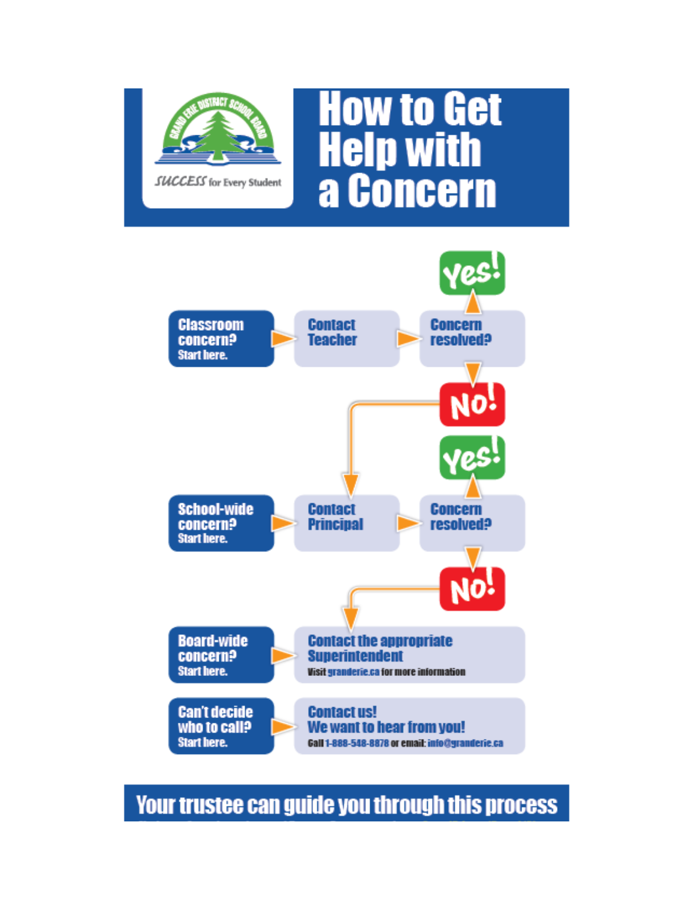Grand Erie District School Board

SUCCESS for Every Student

# How to Get Help with a Concern

**Classroom concern?** Start here. → Contact Teacher → Concern resolved?

Yes!

No! → Contact Principal

**School-wide concern?** Start here. → Contact Principal → Concern resolved?

Yes!

No! → Contact the appropriate Superintendent

**Board-wide concern?** Start here. → Contact the appropriate Superintendent

Visit granderie.ca for more information

**Can't decide who to call?** Start here. → Contact us! We want to hear from you!

Call 1-888-548-8878 or email: info@granderie.ca

## Your trustee can guide you through this process